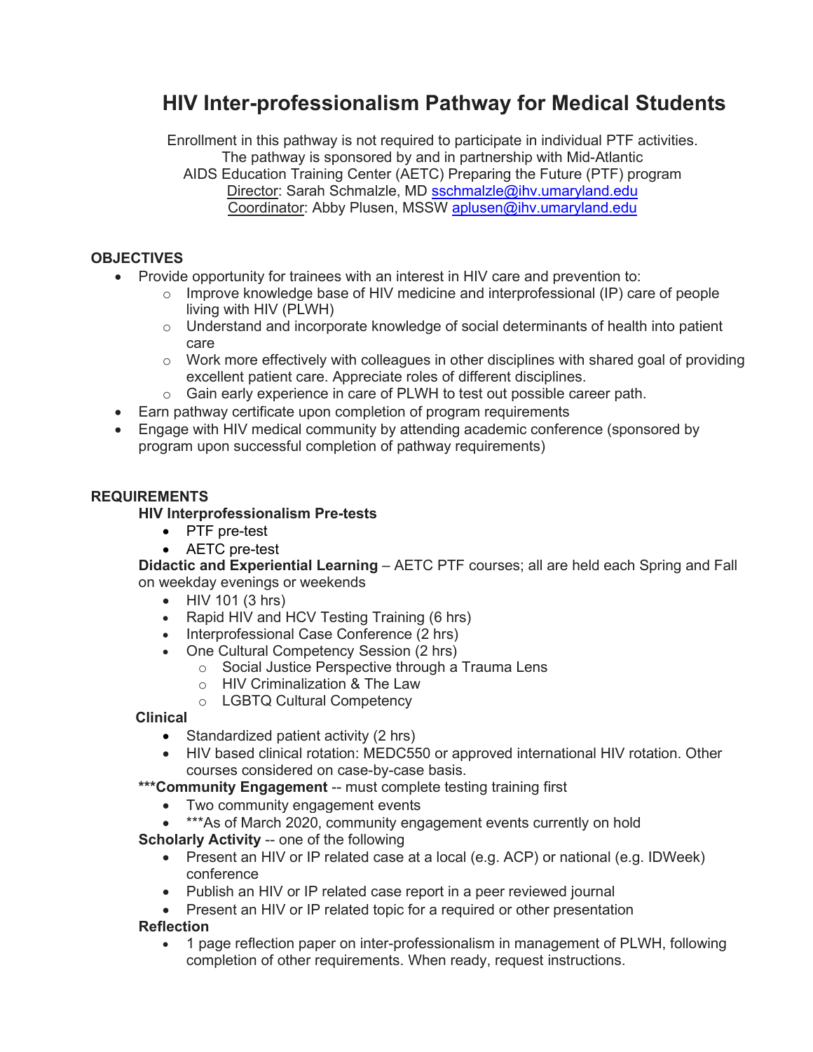# HIV Inter-professionalism Pathway for Medical Students

Enrollment in this pathway is not required to participate in individual PTF activities.
The pathway is sponsored by and in partnership with Mid-Atlantic
AIDS Education Training Center (AETC) Preparing the Future (PTF) program
Director: Sarah Schmalzle, MD sschmalzle@ihv.umaryland.edu
Coordinator: Abby Plusen, MSSW aplusen@ihv.umaryland.edu

## OBJECTIVES

- Provide opportunity for trainees with an interest in HIV care and prevention to:
  - Improve knowledge base of HIV medicine and interprofessional (IP) care of people living with HIV (PLWH)
  - Understand and incorporate knowledge of social determinants of health into patient care
  - Work more effectively with colleagues in other disciplines with shared goal of providing excellent patient care. Appreciate roles of different disciplines.
  - Gain early experience in care of PLWH to test out possible career path.
- Earn pathway certificate upon completion of program requirements
- Engage with HIV medical community by attending academic conference (sponsored by program upon successful completion of pathway requirements)

## REQUIREMENTS

**HIV Interprofessionalism Pre-tests**

- PTF pre-test
- AETC pre-test

**Didactic and Experiential Learning** – AETC PTF courses; all are held each Spring and Fall on weekday evenings or weekends

- HIV 101 (3 hrs)
- Rapid HIV and HCV Testing Training (6 hrs)
- Interprofessional Case Conference (2 hrs)
- One Cultural Competency Session (2 hrs)
  - Social Justice Perspective through a Trauma Lens
  - HIV Criminalization & The Law
  - LGBTQ Cultural Competency

**Clinical**

- Standardized patient activity (2 hrs)
- HIV based clinical rotation: MEDC550 or approved international HIV rotation. Other courses considered on case-by-case basis.

**\*\*\*Community Engagement** -- must complete testing training first

- Two community engagement events
- \*\*\*As of March 2020, community engagement events currently on hold

**Scholarly Activity** -- one of the following

- Present an HIV or IP related case at a local (e.g. ACP) or national (e.g. IDWeek) conference
- Publish an HIV or IP related case report in a peer reviewed journal
- Present an HIV or IP related topic for a required or other presentation

**Reflection**

- 1 page reflection paper on inter-professionalism in management of PLWH, following completion of other requirements. When ready, request instructions.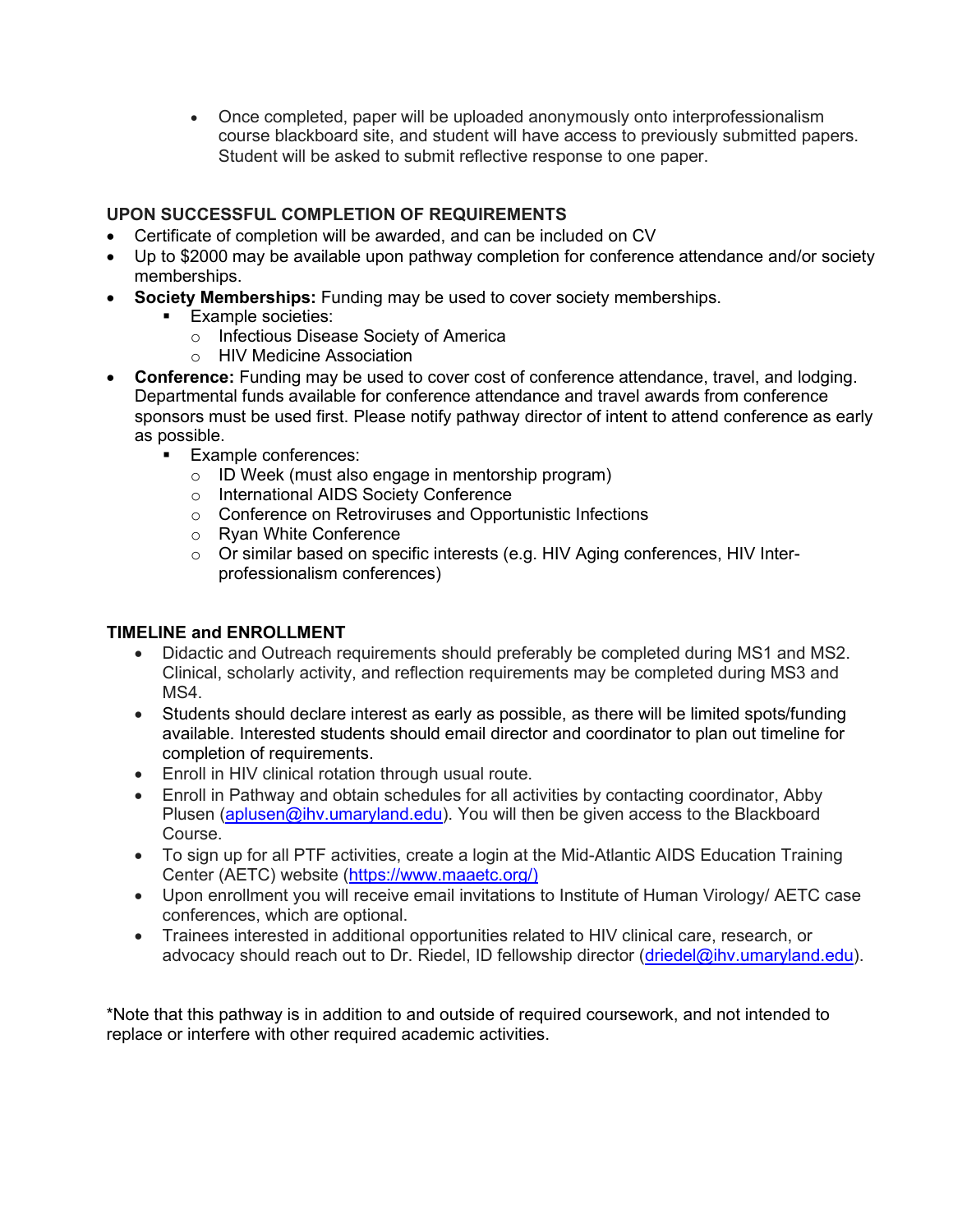- Once completed, paper will be uploaded anonymously onto interprofessionalism course blackboard site, and student will have access to previously submitted papers. Student will be asked to submit reflective response to one paper.

**UPON SUCCESSFUL COMPLETION OF REQUIREMENTS**

- Certificate of completion will be awarded, and can be included on CV
- Up to $2000 may be available upon pathway completion for conference attendance and/or society memberships.
- **Society Memberships:** Funding may be used to cover society memberships.
  - Example societies:
    - Infectious Disease Society of America
    - HIV Medicine Association
- **Conference:** Funding may be used to cover cost of conference attendance, travel, and lodging. Departmental funds available for conference attendance and travel awards from conference sponsors must be used first. Please notify pathway director of intent to attend conference as early as possible.
  - Example conferences:
    - ID Week (must also engage in mentorship program)
    - International AIDS Society Conference
    - Conference on Retroviruses and Opportunistic Infections
    - Ryan White Conference
    - Or similar based on specific interests (e.g. HIV Aging conferences, HIV Inter-professionalism conferences)

**TIMELINE and ENROLLMENT**

- Didactic and Outreach requirements should preferably be completed during MS1 and MS2. Clinical, scholarly activity, and reflection requirements may be completed during MS3 and MS4.
- Students should declare interest as early as possible, as there will be limited spots/funding available. Interested students should email director and coordinator to plan out timeline for completion of requirements.
- Enroll in HIV clinical rotation through usual route.
- Enroll in Pathway and obtain schedules for all activities by contacting coordinator, Abby Plusen (aplusen@ihv.umaryland.edu). You will then be given access to the Blackboard Course.
- To sign up for all PTF activities, create a login at the Mid-Atlantic AIDS Education Training Center (AETC) website (https://www.maaetc.org/)
- Upon enrollment you will receive email invitations to Institute of Human Virology/ AETC case conferences, which are optional.
- Trainees interested in additional opportunities related to HIV clinical care, research, or advocacy should reach out to Dr. Riedel, ID fellowship director (driedel@ihv.umaryland.edu).

*Note that this pathway is in addition to and outside of required coursework, and not intended to replace or interfere with other required academic activities.